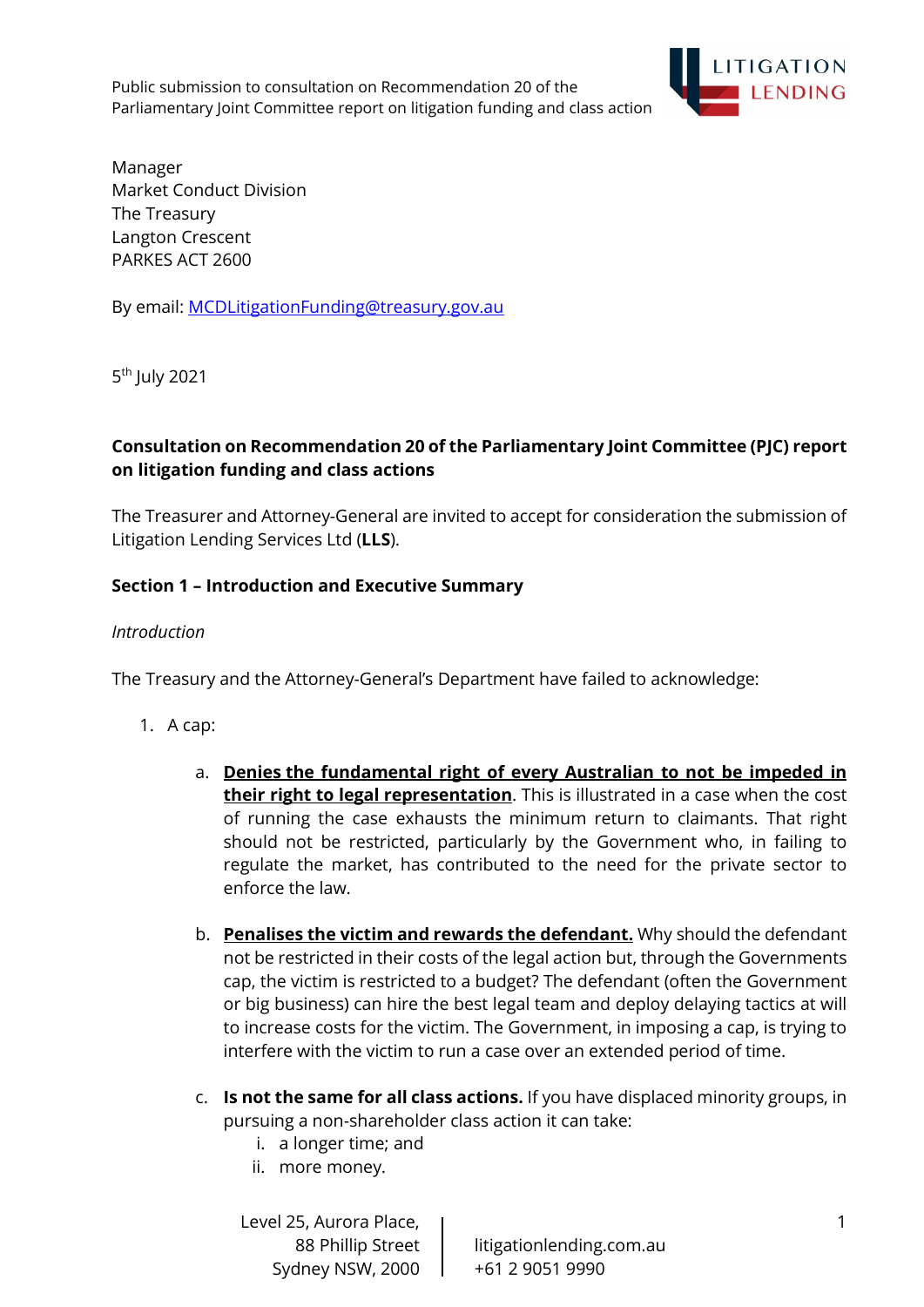Public submission to consultation on Recommendation 20 of the Parliamentary Joint Committee report on litigation funding and class action

Manager
Market Conduct Division
The Treasury
Langton Crescent
PARKES ACT 2600

By email: MCDLitigationFunding@treasury.gov.au

5th July 2021

**Consultation on Recommendation 20 of the Parliamentary Joint Committee (PJC) report on litigation funding and class actions**

The Treasurer and Attorney-General are invited to accept for consideration the submission of Litigation Lending Services Ltd (**LLS**).

**Section 1 – Introduction and Executive Summary**

*Introduction*

The Treasury and the Attorney-General's Department have failed to acknowledge:

1. A cap:

    a. **Denies the fundamental right of every Australian to not be impeded in their right to legal representation**. This is illustrated in a case when the cost of running the case exhausts the minimum return to claimants. That right should not be restricted, particularly by the Government who, in failing to regulate the market, has contributed to the need for the private sector to enforce the law.

    b. **Penalises the victim and rewards the defendant.** Why should the defendant not be restricted in their costs of the legal action but, through the Governments cap, the victim is restricted to a budget? The defendant (often the Government or big business) can hire the best legal team and deploy delaying tactics at will to increase costs for the victim. The Government, in imposing a cap, is trying to interfere with the victim to run a case over an extended period of time.

    c. **Is not the same for all class actions.** If you have displaced minority groups, in pursuing a non-shareholder class action it can take:
        i. a longer time; and
        ii. more money.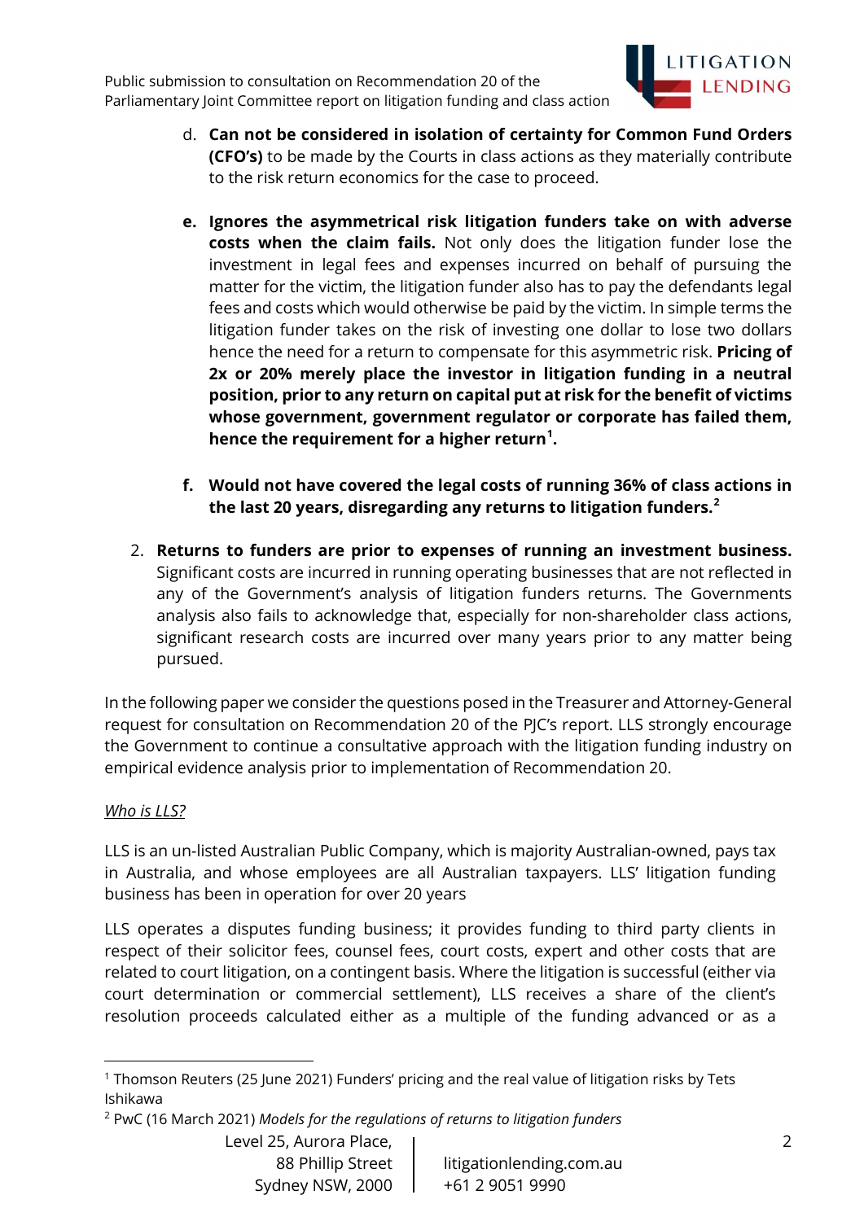d. **Can not be considered in isolation of certainty for Common Fund Orders (CFO's)** to be made by the Courts in class actions as they materially contribute to the risk return economics for the case to proceed.

e. **Ignores the asymmetrical risk litigation funders take on with adverse costs when the claim fails.** Not only does the litigation funder lose the investment in legal fees and expenses incurred on behalf of pursuing the matter for the victim, the litigation funder also has to pay the defendants legal fees and costs which would otherwise be paid by the victim. In simple terms the litigation funder takes on the risk of investing one dollar to lose two dollars hence the need for a return to compensate for this asymmetric risk. **Pricing of 2x or 20% merely place the investor in litigation funding in a neutral position, prior to any return on capital put at risk for the benefit of victims whose government, government regulator or corporate has failed them, hence the requirement for a higher return[1].**

f. **Would not have covered the legal costs of running 36% of class actions in the last 20 years, disregarding any returns to litigation funders.[2]**

2. **Returns to funders are prior to expenses of running an investment business.** Significant costs are incurred in running operating businesses that are not reflected in any of the Government's analysis of litigation funders returns. The Governments analysis also fails to acknowledge that, especially for non-shareholder class actions, significant research costs are incurred over many years prior to any matter being pursued.

In the following paper we consider the questions posed in the Treasurer and Attorney-General request for consultation on Recommendation 20 of the PJC's report. LLS strongly encourage the Government to continue a consultative approach with the litigation funding industry on empirical evidence analysis prior to implementation of Recommendation 20.

*Who is LLS?*

LLS is an un-listed Australian Public Company, which is majority Australian-owned, pays tax in Australia, and whose employees are all Australian taxpayers. LLS' litigation funding business has been in operation for over 20 years

LLS operates a disputes funding business; it provides funding to third party clients in respect of their solicitor fees, counsel fees, court costs, expert and other costs that are related to court litigation, on a contingent basis. Where the litigation is successful (either via court determination or commercial settlement), LLS receives a share of the client's resolution proceeds calculated either as a multiple of the funding advanced or as a

---

[1] Thomson Reuters (25 June 2021) Funders' pricing and the real value of litigation risks by Tets Ishikawa

[2] PwC (16 March 2021) *Models for the regulations of returns to litigation funders*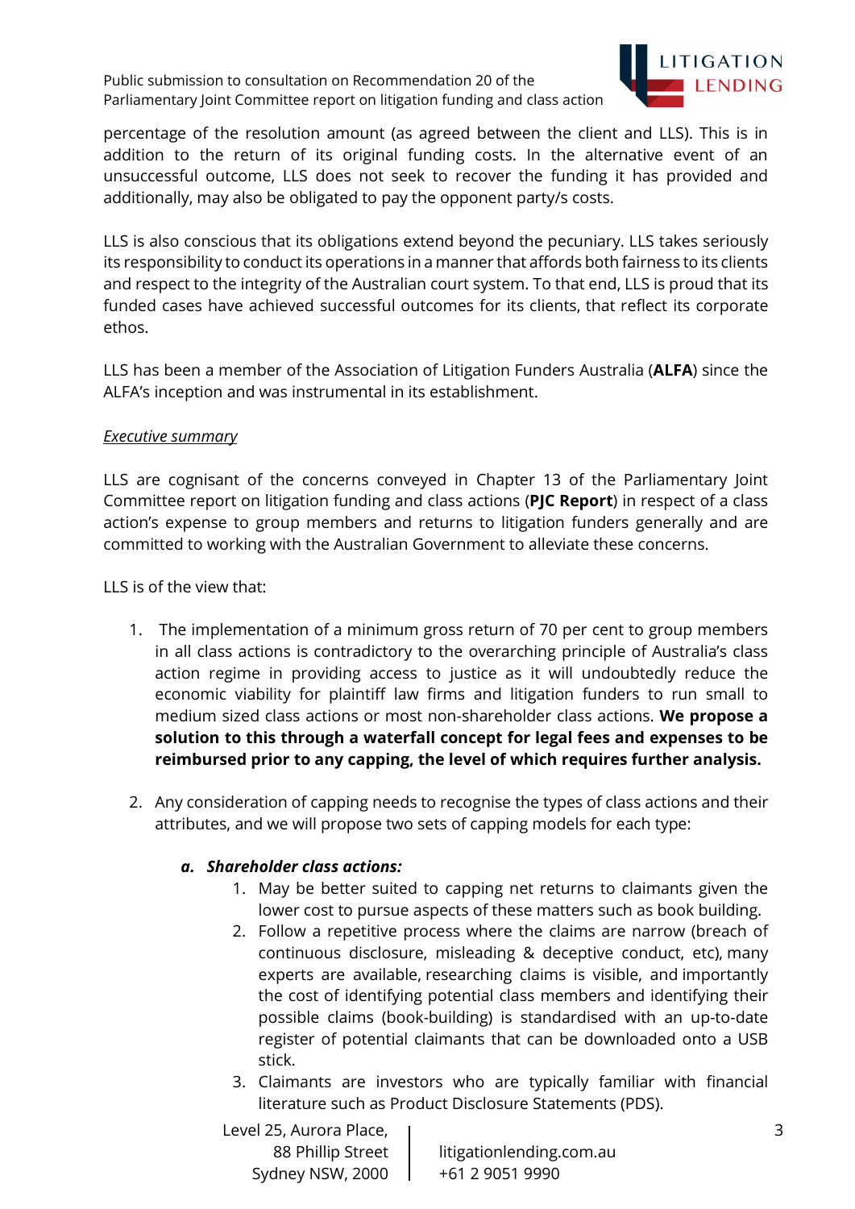percentage of the resolution amount (as agreed between the client and LLS). This is in addition to the return of its original funding costs. In the alternative event of an unsuccessful outcome, LLS does not seek to recover the funding it has provided and additionally, may also be obligated to pay the opponent party/s costs.

LLS is also conscious that its obligations extend beyond the pecuniary. LLS takes seriously its responsibility to conduct its operations in a manner that affords both fairness to its clients and respect to the integrity of the Australian court system. To that end, LLS is proud that its funded cases have achieved successful outcomes for its clients, that reflect its corporate ethos.

LLS has been a member of the Association of Litigation Funders Australia (**ALFA**) since the ALFA's inception and was instrumental in its establishment.

*Executive summary*

LLS are cognisant of the concerns conveyed in Chapter 13 of the Parliamentary Joint Committee report on litigation funding and class actions (**PJC Report**) in respect of a class action's expense to group members and returns to litigation funders generally and are committed to working with the Australian Government to alleviate these concerns.

LLS is of the view that:

1. The implementation of a minimum gross return of 70 per cent to group members in all class actions is contradictory to the overarching principle of Australia's class action regime in providing access to justice as it will undoubtedly reduce the economic viability for plaintiff law firms and litigation funders to run small to medium sized class actions or most non-shareholder class actions. **We propose a solution to this through a waterfall concept for legal fees and expenses to be reimbursed prior to any capping, the level of which requires further analysis.**

2. Any consideration of capping needs to recognise the types of class actions and their attributes, and we will propose two sets of capping models for each type:

   a. ***Shareholder class actions:***
      1. May be better suited to capping net returns to claimants given the lower cost to pursue aspects of these matters such as book building.
      2. Follow a repetitive process where the claims are narrow (breach of continuous disclosure, misleading & deceptive conduct, etc), many experts are available, researching claims is visible, and importantly the cost of identifying potential class members and identifying their possible claims (book-building) is standardised with an up-to-date register of potential claimants that can be downloaded onto a USB stick.
      3. Claimants are investors who are typically familiar with financial literature such as Product Disclosure Statements (PDS).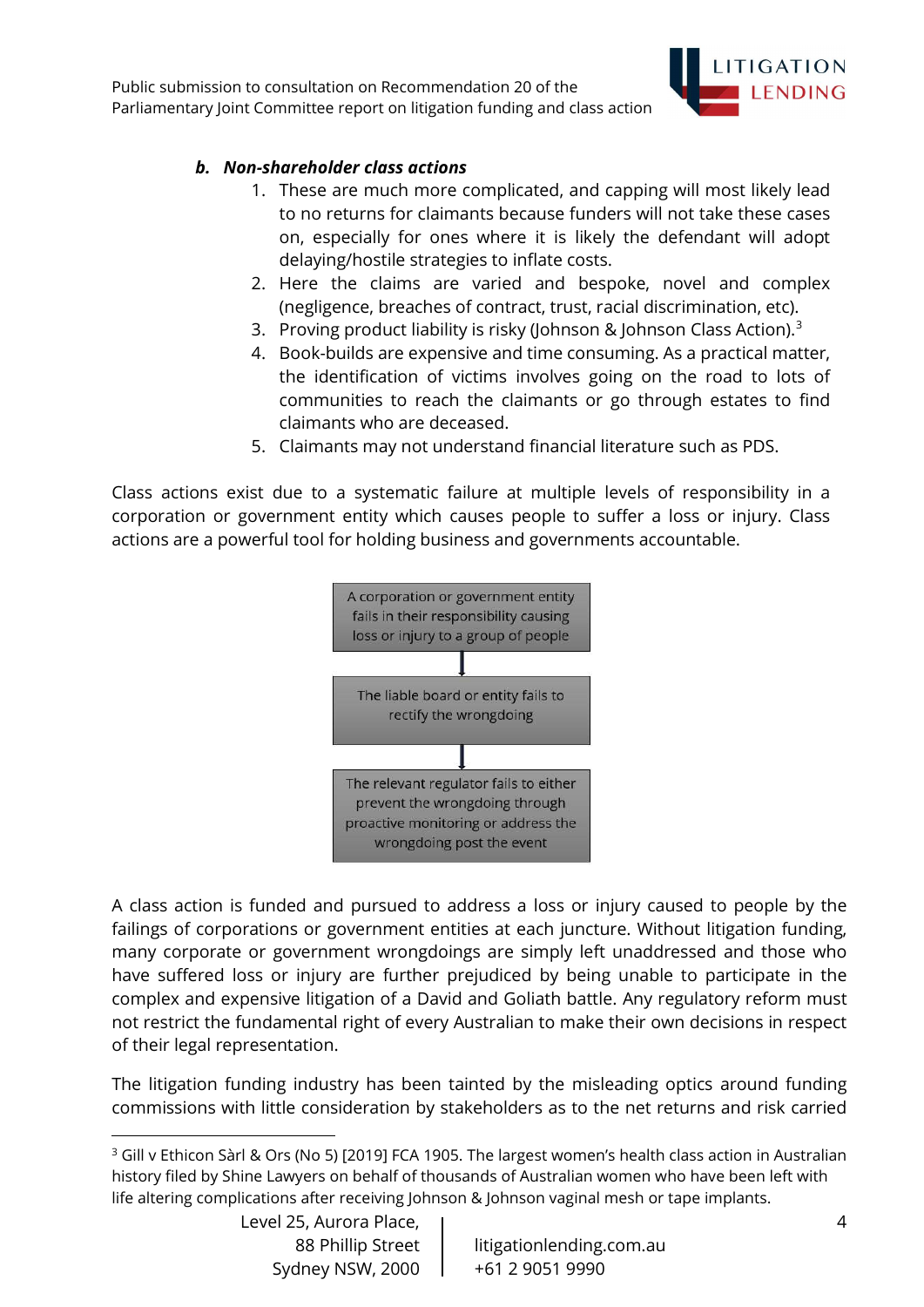### *b. Non-shareholder class actions*

1. These are much more complicated, and capping will most likely lead to no returns for claimants because funders will not take these cases on, especially for ones where it is likely the defendant will adopt delaying/hostile strategies to inflate costs.
2. Here the claims are varied and bespoke, novel and complex (negligence, breaches of contract, trust, racial discrimination, etc).
3. Proving product liability is risky (Johnson & Johnson Class Action).[3]
4. Book-builds are expensive and time consuming. As a practical matter, the identification of victims involves going on the road to lots of communities to reach the claimants or go through estates to find claimants who are deceased.
5. Claimants may not understand financial literature such as PDS.

Class actions exist due to a systematic failure at multiple levels of responsibility in a corporation or government entity which causes people to suffer a loss or injury. Class actions are a powerful tool for holding business and governments accountable.

A corporation or government entity fails in their responsibility causing loss or injury to a group of people

↓

The liable board or entity fails to rectify the wrongdoing

↓

The relevant regulator fails to either prevent the wrongdoing through proactive monitoring or address the wrongdoing post the event

A class action is funded and pursued to address a loss or injury caused to people by the failings of corporations or government entities at each juncture. Without litigation funding, many corporate or government wrongdoings are simply left unaddressed and those who have suffered loss or injury are further prejudiced by being unable to participate in the complex and expensive litigation of a David and Goliath battle. Any regulatory reform must not restrict the fundamental right of every Australian to make their own decisions in respect of their legal representation.

The litigation funding industry has been tainted by the misleading optics around funding commissions with little consideration by stakeholders as to the net returns and risk carried

[3] Gill v Ethicon Sàrl & Ors (No 5) [2019] FCA 1905. The largest women's health class action in Australian history filed by Shine Lawyers on behalf of thousands of Australian women who have been left with life altering complications after receiving Johnson & Johnson vaginal mesh or tape implants.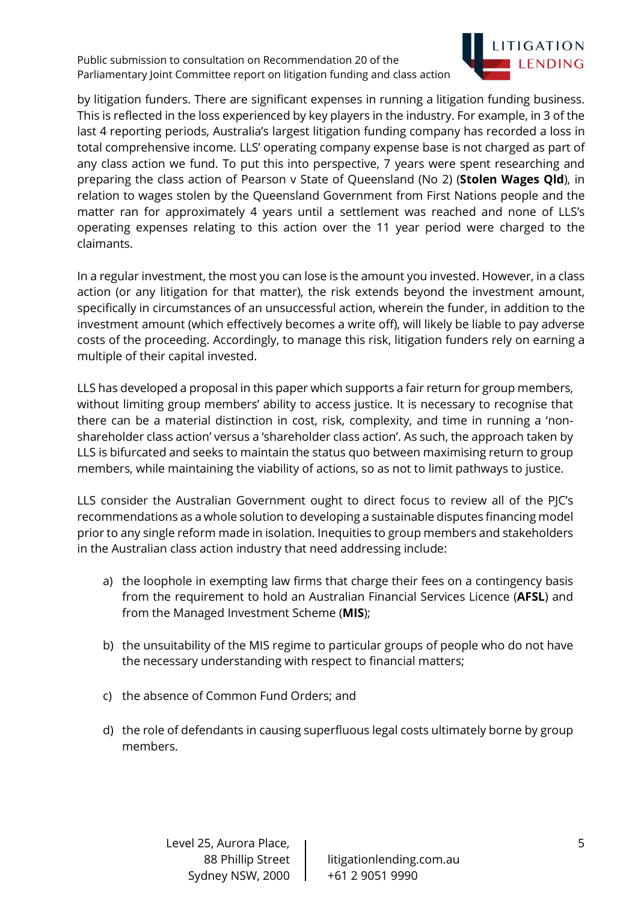by litigation funders. There are significant expenses in running a litigation funding business. This is reflected in the loss experienced by key players in the industry. For example, in 3 of the last 4 reporting periods, Australia's largest litigation funding company has recorded a loss in total comprehensive income. LLS' operating company expense base is not charged as part of any class action we fund. To put this into perspective, 7 years were spent researching and preparing the class action of Pearson v State of Queensland (No 2) (**Stolen Wages Qld**), in relation to wages stolen by the Queensland Government from First Nations people and the matter ran for approximately 4 years until a settlement was reached and none of LLS's operating expenses relating to this action over the 11 year period were charged to the claimants.

In a regular investment, the most you can lose is the amount you invested. However, in a class action (or any litigation for that matter), the risk extends beyond the investment amount, specifically in circumstances of an unsuccessful action, wherein the funder, in addition to the investment amount (which effectively becomes a write off), will likely be liable to pay adverse costs of the proceeding. Accordingly, to manage this risk, litigation funders rely on earning a multiple of their capital invested.

LLS has developed a proposal in this paper which supports a fair return for group members, without limiting group members' ability to access justice. It is necessary to recognise that there can be a material distinction in cost, risk, complexity, and time in running a 'non-shareholder class action' versus a 'shareholder class action'. As such, the approach taken by LLS is bifurcated and seeks to maintain the status quo between maximising return to group members, while maintaining the viability of actions, so as not to limit pathways to justice.

LLS consider the Australian Government ought to direct focus to review all of the PJC's recommendations as a whole solution to developing a sustainable disputes financing model prior to any single reform made in isolation. Inequities to group members and stakeholders in the Australian class action industry that need addressing include:

a) the loophole in exempting law firms that charge their fees on a contingency basis from the requirement to hold an Australian Financial Services Licence (**AFSL**) and from the Managed Investment Scheme (**MIS**);

b) the unsuitability of the MIS regime to particular groups of people who do not have the necessary understanding with respect to financial matters;

c) the absence of Common Fund Orders; and

d) the role of defendants in causing superfluous legal costs ultimately borne by group members.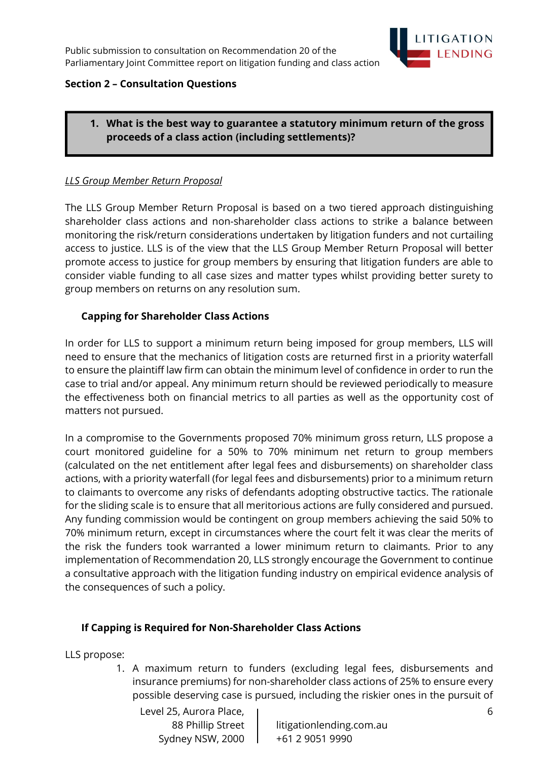## Section 2 – Consultation Questions

> **1. What is the best way to guarantee a statutory minimum return of the gross proceeds of a class action (including settlements)?**

*LLS Group Member Return Proposal*

The LLS Group Member Return Proposal is based on a two tiered approach distinguishing shareholder class actions and non-shareholder class actions to strike a balance between monitoring the risk/return considerations undertaken by litigation funders and not curtailing access to justice. LLS is of the view that the LLS Group Member Return Proposal will better promote access to justice for group members by ensuring that litigation funders are able to consider viable funding to all case sizes and matter types whilst providing better surety to group members on returns on any resolution sum.

### Capping for Shareholder Class Actions

In order for LLS to support a minimum return being imposed for group members, LLS will need to ensure that the mechanics of litigation costs are returned first in a priority waterfall to ensure the plaintiff law firm can obtain the minimum level of confidence in order to run the case to trial and/or appeal. Any minimum return should be reviewed periodically to measure the effectiveness both on financial metrics to all parties as well as the opportunity cost of matters not pursued.

In a compromise to the Governments proposed 70% minimum gross return, LLS propose a court monitored guideline for a 50% to 70% minimum net return to group members (calculated on the net entitlement after legal fees and disbursements) on shareholder class actions, with a priority waterfall (for legal fees and disbursements) prior to a minimum return to claimants to overcome any risks of defendants adopting obstructive tactics. The rationale for the sliding scale is to ensure that all meritorious actions are fully considered and pursued. Any funding commission would be contingent on group members achieving the said 50% to 70% minimum return, except in circumstances where the court felt it was clear the merits of the risk the funders took warranted a lower minimum return to claimants. Prior to any implementation of Recommendation 20, LLS strongly encourage the Government to continue a consultative approach with the litigation funding industry on empirical evidence analysis of the consequences of such a policy.

### If Capping is Required for Non-Shareholder Class Actions

LLS propose:

1. A maximum return to funders (excluding legal fees, disbursements and insurance premiums) for non-shareholder class actions of 25% to ensure every possible deserving case is pursued, including the riskier ones in the pursuit of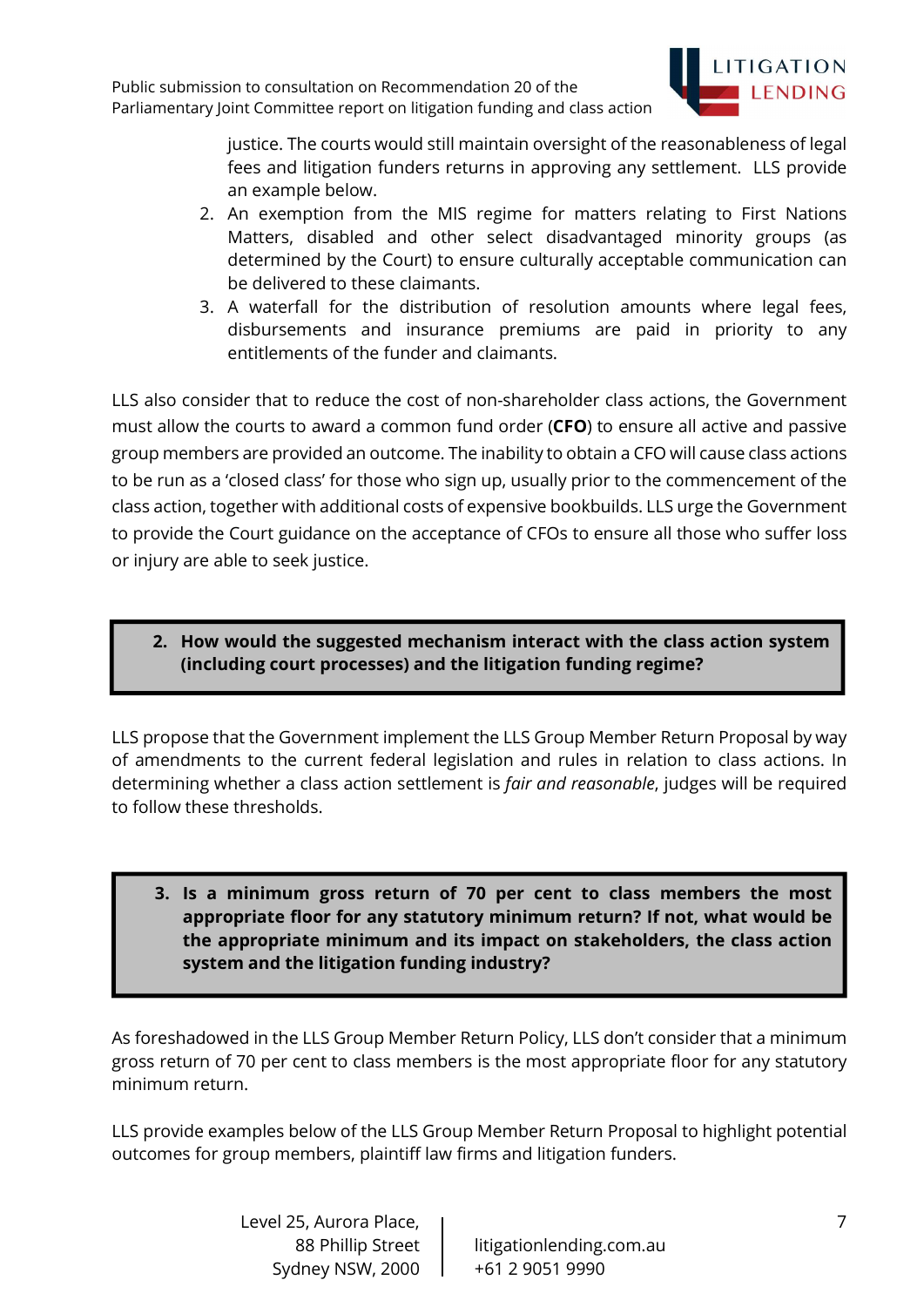justice. The courts would still maintain oversight of the reasonableness of legal fees and litigation funders returns in approving any settlement. LLS provide an example below.

2. An exemption from the MIS regime for matters relating to First Nations Matters, disabled and other select disadvantaged minority groups (as determined by the Court) to ensure culturally acceptable communication can be delivered to these claimants.
3. A waterfall for the distribution of resolution amounts where legal fees, disbursements and insurance premiums are paid in priority to any entitlements of the funder and claimants.

LLS also consider that to reduce the cost of non-shareholder class actions, the Government must allow the courts to award a common fund order (**CFO**) to ensure all active and passive group members are provided an outcome. The inability to obtain a CFO will cause class actions to be run as a 'closed class' for those who sign up, usually prior to the commencement of the class action, together with additional costs of expensive bookbuilds. LLS urge the Government to provide the Court guidance on the acceptance of CFOs to ensure all those who suffer loss or injury are able to seek justice.

> **2. How would the suggested mechanism interact with the class action system (including court processes) and the litigation funding regime?**

LLS propose that the Government implement the LLS Group Member Return Proposal by way of amendments to the current federal legislation and rules in relation to class actions. In determining whether a class action settlement is *fair and reasonable*, judges will be required to follow these thresholds.

> **3. Is a minimum gross return of 70 per cent to class members the most appropriate floor for any statutory minimum return? If not, what would be the appropriate minimum and its impact on stakeholders, the class action system and the litigation funding industry?**

As foreshadowed in the LLS Group Member Return Policy, LLS don't consider that a minimum gross return of 70 per cent to class members is the most appropriate floor for any statutory minimum return.

LLS provide examples below of the LLS Group Member Return Proposal to highlight potential outcomes for group members, plaintiff law firms and litigation funders.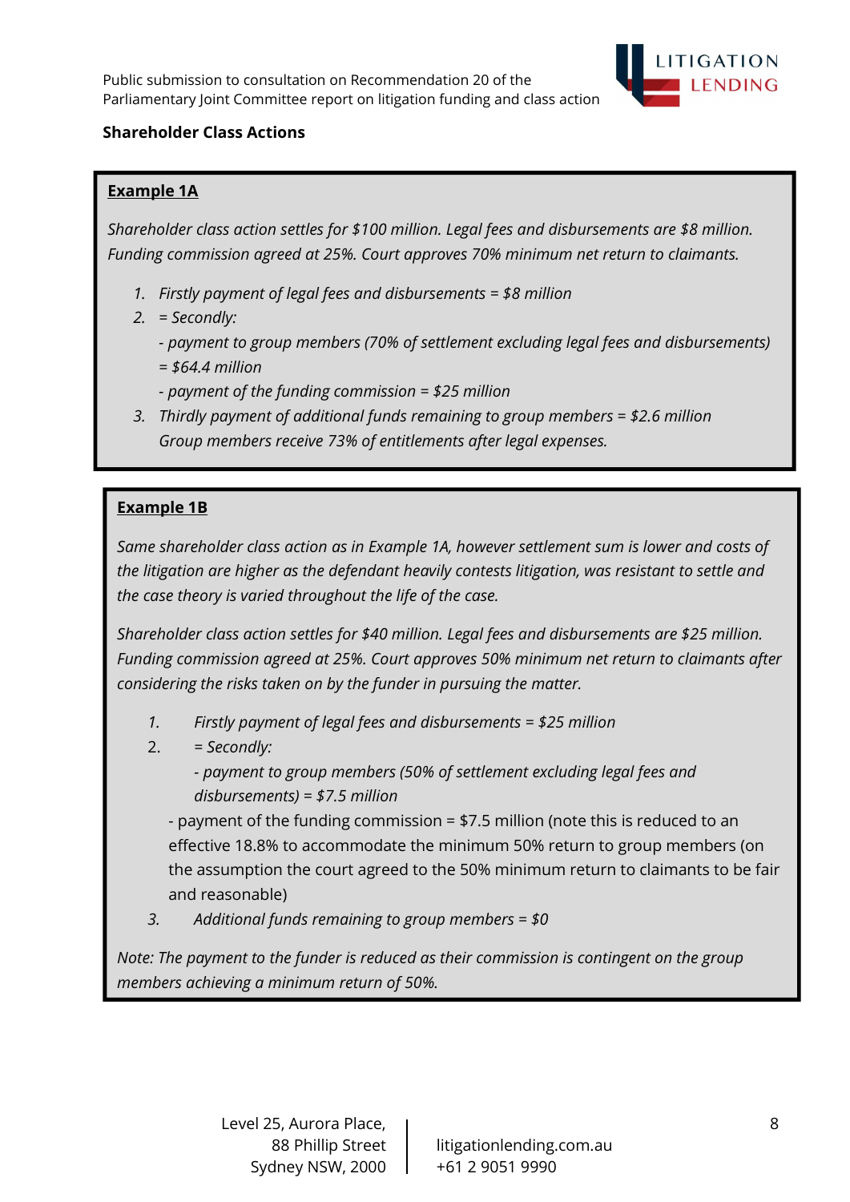**Shareholder Class Actions**

**Example 1A**

*Shareholder class action settles for $100 million. Legal fees and disbursements are $8 million. Funding commission agreed at 25%. Court approves 70% minimum net return to claimants.*

1. *Firstly payment of legal fees and disbursements = $8 million*
2. *= Secondly:*

   *- payment to group members (70% of settlement excluding legal fees and disbursements) = $64.4 million*

   *- payment of the funding commission = $25 million*
3. *Thirdly payment of additional funds remaining to group members = $2.6 million*

   *Group members receive 73% of entitlements after legal expenses.*

**Example 1B**

*Same shareholder class action as in Example 1A, however settlement sum is lower and costs of the litigation are higher as the defendant heavily contests litigation, was resistant to settle and the case theory is varied throughout the life of the case.*

*Shareholder class action settles for $40 million. Legal fees and disbursements are $25 million. Funding commission agreed at 25%. Court approves 50% minimum net return to claimants after considering the risks taken on by the funder in pursuing the matter.*

1. *Firstly payment of legal fees and disbursements = $25 million*
2. *= Secondly:*

   *- payment to group members (50% of settlement excluding legal fees and disbursements) = $7.5 million*

   - payment of the funding commission = $7.5 million (note this is reduced to an effective 18.8% to accommodate the minimum 50% return to group members (on the assumption the court agreed to the 50% minimum return to claimants to be fair and reasonable)
3. *Additional funds remaining to group members = $0*

*Note: The payment to the funder is reduced as their commission is contingent on the group members achieving a minimum return of 50%.*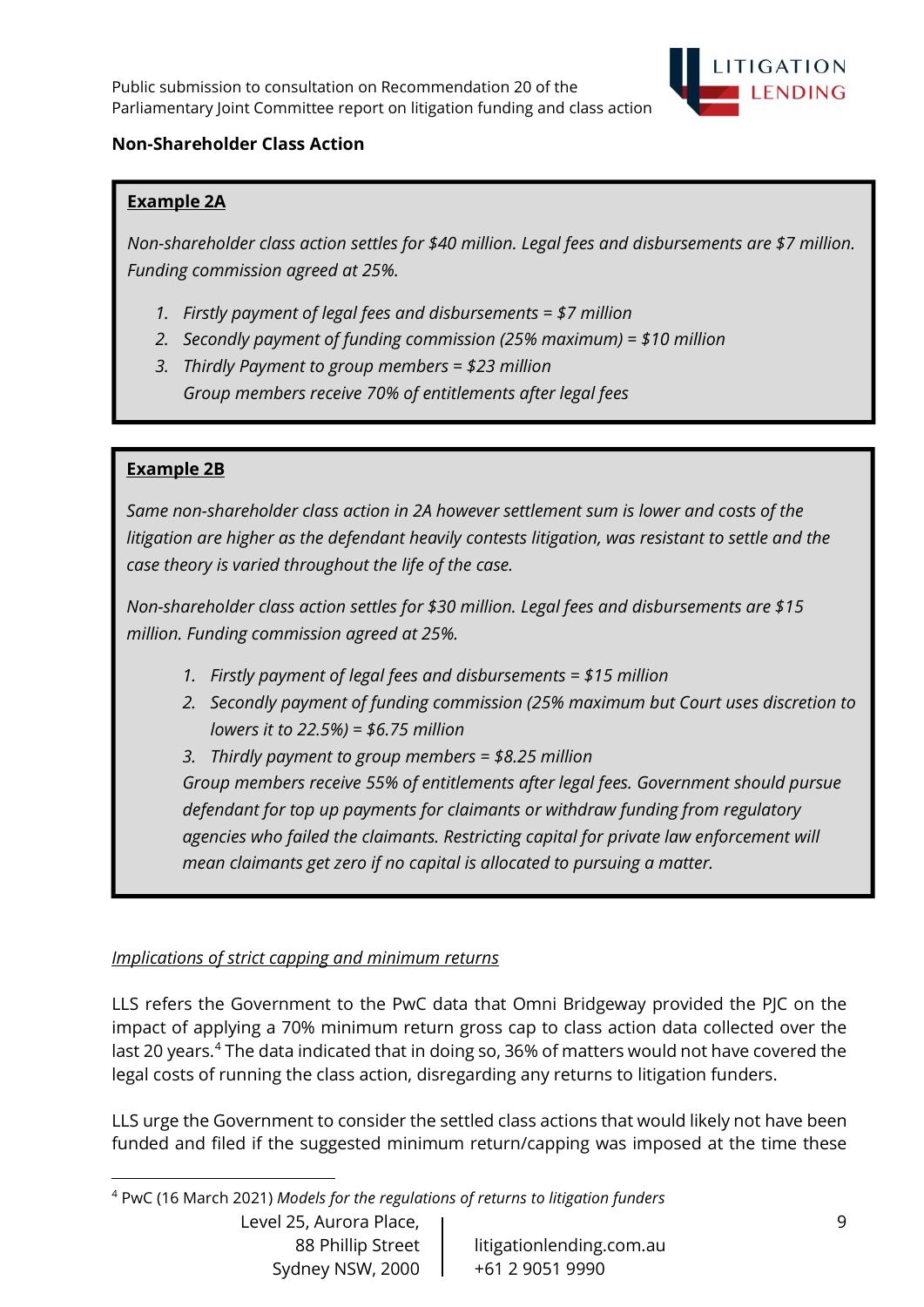**Non-Shareholder Class Action**

> **Example 2A**
>
> *Non-shareholder class action settles for $40 million. Legal fees and disbursements are $7 million. Funding commission agreed at 25%.*
>
> 1. *Firstly payment of legal fees and disbursements = $7 million*
> 2. *Secondly payment of funding commission (25% maximum) = $10 million*
> 3. *Thirdly Payment to group members = $23 million*
>
>    *Group members receive 70% of entitlements after legal fees*

> **Example 2B**
>
> *Same non-shareholder class action in 2A however settlement sum is lower and costs of the litigation are higher as the defendant heavily contests litigation, was resistant to settle and the case theory is varied throughout the life of the case.*
>
> *Non-shareholder class action settles for $30 million. Legal fees and disbursements are $15 million. Funding commission agreed at 25%.*
>
> 1. *Firstly payment of legal fees and disbursements = $15 million*
> 2. *Secondly payment of funding commission (25% maximum but Court uses discretion to lowers it to 22.5%) = $6.75 million*
> 3. *Thirdly payment to group members = $8.25 million*
>
>    *Group members receive 55% of entitlements after legal fees. Government should pursue defendant for top up payments for claimants or withdraw funding from regulatory agencies who failed the claimants. Restricting capital for private law enforcement will mean claimants get zero if no capital is allocated to pursuing a matter.*

*Implications of strict capping and minimum returns*

LLS refers the Government to the PwC data that Omni Bridgeway provided the PJC on the impact of applying a 70% minimum return gross cap to class action data collected over the last 20 years.[4] The data indicated that in doing so, 36% of matters would not have covered the legal costs of running the class action, disregarding any returns to litigation funders.

LLS urge the Government to consider the settled class actions that would likely not have been funded and filed if the suggested minimum return/capping was imposed at the time these

---

[4] PwC (16 March 2021) *Models for the regulations of returns to litigation funders*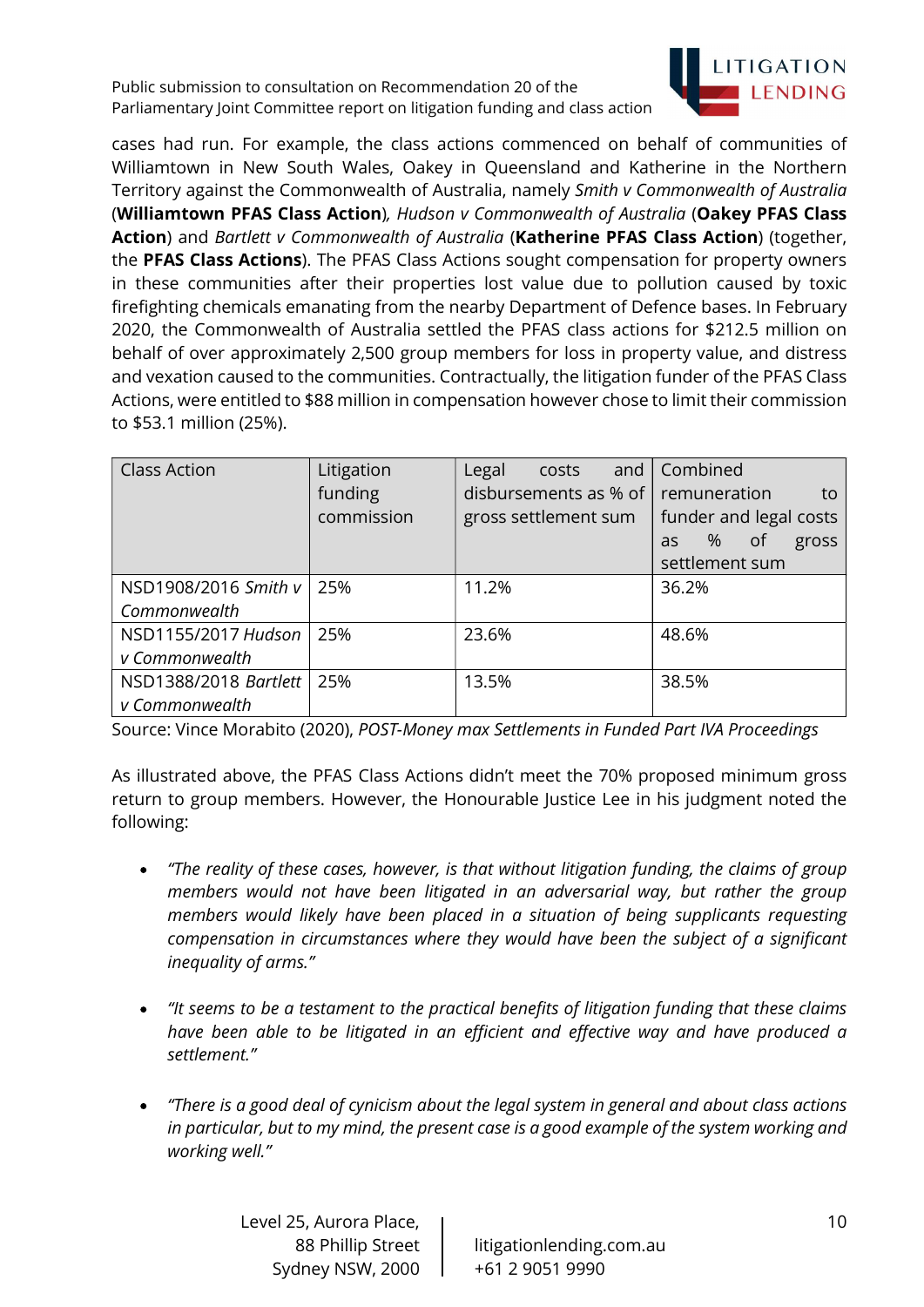cases had run. For example, the class actions commenced on behalf of communities of Williamtown in New South Wales, Oakey in Queensland and Katherine in the Northern Territory against the Commonwealth of Australia, namely *Smith v Commonwealth of Australia* (**Williamtown PFAS Class Action**), *Hudson v Commonwealth of Australia* (**Oakey PFAS Class Action**) and *Bartlett v Commonwealth of Australia* (**Katherine PFAS Class Action**) (together, the **PFAS Class Actions**). The PFAS Class Actions sought compensation for property owners in these communities after their properties lost value due to pollution caused by toxic firefighting chemicals emanating from the nearby Department of Defence bases. In February 2020, the Commonwealth of Australia settled the PFAS class actions for $212.5 million on behalf of over approximately 2,500 group members for loss in property value, and distress and vexation caused to the communities. Contractually, the litigation funder of the PFAS Class Actions, were entitled to $88 million in compensation however chose to limit their commission to $53.1 million (25%).

| Class Action | Litigation funding commission | Legal costs and disbursements as % of gross settlement sum | Combined remuneration to funder and legal costs as % of gross settlement sum |
|---|---|---|---|
| NSD1908/2016 *Smith v Commonwealth* | 25% | 11.2% | 36.2% |
| NSD1155/2017 *Hudson v Commonwealth* | 25% | 23.6% | 48.6% |
| NSD1388/2018 *Bartlett v Commonwealth* | 25% | 13.5% | 38.5% |

Source: Vince Morabito (2020), *POST-Money max Settlements in Funded Part IVA Proceedings*

As illustrated above, the PFAS Class Actions didn't meet the 70% proposed minimum gross return to group members. However, the Honourable Justice Lee in his judgment noted the following:

- *"The reality of these cases, however, is that without litigation funding, the claims of group members would not have been litigated in an adversarial way, but rather the group members would likely have been placed in a situation of being supplicants requesting compensation in circumstances where they would have been the subject of a significant inequality of arms."*

- *"It seems to be a testament to the practical benefits of litigation funding that these claims have been able to be litigated in an efficient and effective way and have produced a settlement."*

- *"There is a good deal of cynicism about the legal system in general and about class actions in particular, but to my mind, the present case is a good example of the system working and working well."*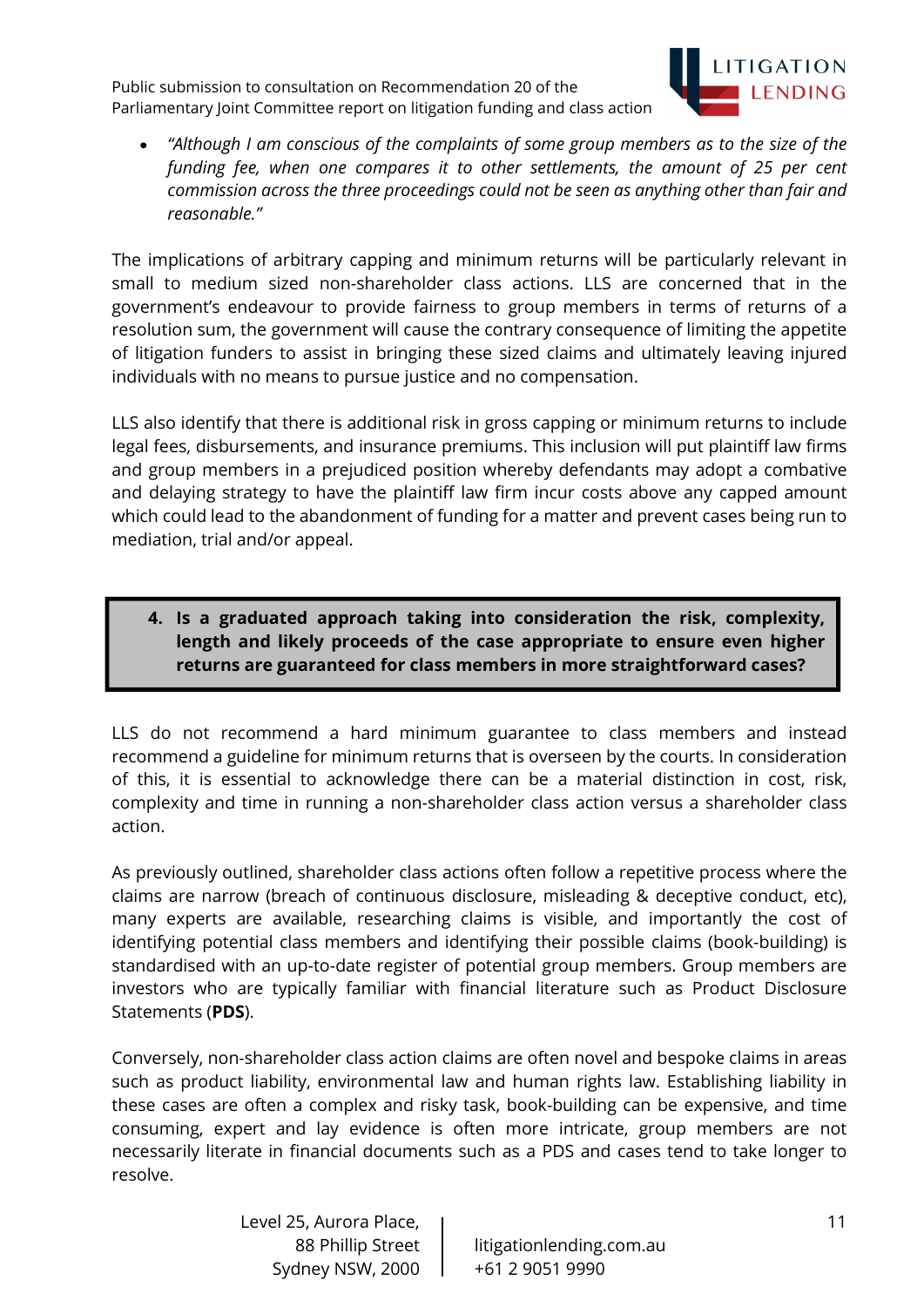- *"Although I am conscious of the complaints of some group members as to the size of the funding fee, when one compares it to other settlements, the amount of 25 per cent commission across the three proceedings could not be seen as anything other than fair and reasonable."*

The implications of arbitrary capping and minimum returns will be particularly relevant in small to medium sized non-shareholder class actions. LLS are concerned that in the government's endeavour to provide fairness to group members in terms of returns of a resolution sum, the government will cause the contrary consequence of limiting the appetite of litigation funders to assist in bringing these sized claims and ultimately leaving injured individuals with no means to pursue justice and no compensation.

LLS also identify that there is additional risk in gross capping or minimum returns to include legal fees, disbursements, and insurance premiums. This inclusion will put plaintiff law firms and group members in a prejudiced position whereby defendants may adopt a combative and delaying strategy to have the plaintiff law firm incur costs above any capped amount which could lead to the abandonment of funding for a matter and prevent cases being run to mediation, trial and/or appeal.

> **4. Is a graduated approach taking into consideration the risk, complexity, length and likely proceeds of the case appropriate to ensure even higher returns are guaranteed for class members in more straightforward cases?**

LLS do not recommend a hard minimum guarantee to class members and instead recommend a guideline for minimum returns that is overseen by the courts. In consideration of this, it is essential to acknowledge there can be a material distinction in cost, risk, complexity and time in running a non-shareholder class action versus a shareholder class action.

As previously outlined, shareholder class actions often follow a repetitive process where the claims are narrow (breach of continuous disclosure, misleading & deceptive conduct, etc), many experts are available, researching claims is visible, and importantly the cost of identifying potential class members and identifying their possible claims (book-building) is standardised with an up-to-date register of potential group members. Group members are investors who are typically familiar with financial literature such as Product Disclosure Statements (**PDS**).

Conversely, non-shareholder class action claims are often novel and bespoke claims in areas such as product liability, environmental law and human rights law. Establishing liability in these cases are often a complex and risky task, book-building can be expensive, and time consuming, expert and lay evidence is often more intricate, group members are not necessarily literate in financial documents such as a PDS and cases tend to take longer to resolve.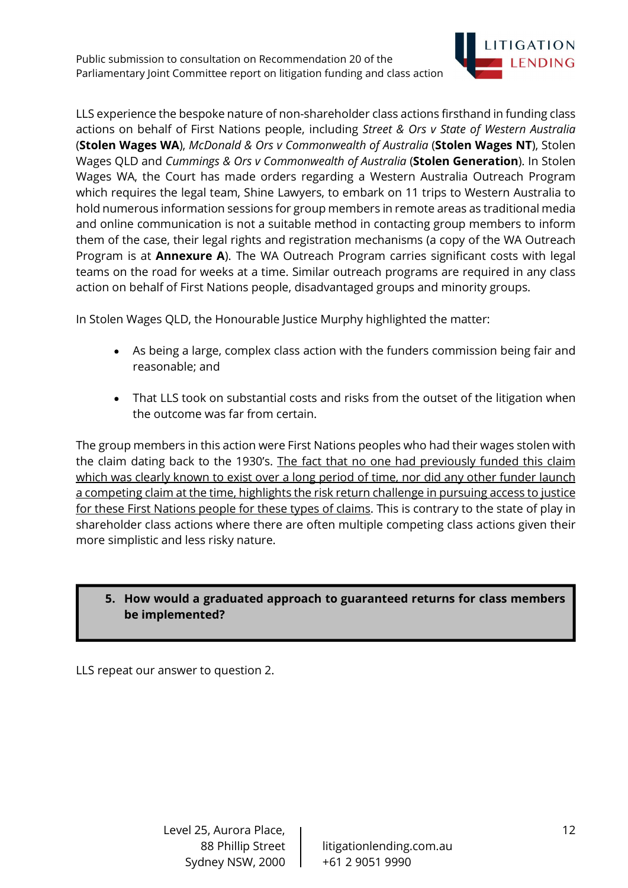LLS experience the bespoke nature of non-shareholder class actions firsthand in funding class actions on behalf of First Nations people, including *Street & Ors v State of Western Australia* (**Stolen Wages WA**), *McDonald & Ors v Commonwealth of Australia* (**Stolen Wages NT**), Stolen Wages QLD and *Cummings & Ors v Commonwealth of Australia* (**Stolen Generation**). In Stolen Wages WA, the Court has made orders regarding a Western Australia Outreach Program which requires the legal team, Shine Lawyers, to embark on 11 trips to Western Australia to hold numerous information sessions for group members in remote areas as traditional media and online communication is not a suitable method in contacting group members to inform them of the case, their legal rights and registration mechanisms (a copy of the WA Outreach Program is at **Annexure A**). The WA Outreach Program carries significant costs with legal teams on the road for weeks at a time. Similar outreach programs are required in any class action on behalf of First Nations people, disadvantaged groups and minority groups.

In Stolen Wages QLD, the Honourable Justice Murphy highlighted the matter:

- As being a large, complex class action with the funders commission being fair and reasonable; and
- That LLS took on substantial costs and risks from the outset of the litigation when the outcome was far from certain.

The group members in this action were First Nations peoples who had their wages stolen with the claim dating back to the 1930's. <u>The fact that no one had previously funded this claim which was clearly known to exist over a long period of time, nor did any other funder launch a competing claim at the time, highlights the risk return challenge in pursuing access to justice for these First Nations people for these types of claims</u>. This is contrary to the state of play in shareholder class actions where there are often multiple competing class actions given their more simplistic and less risky nature.

**5. How would a graduated approach to guaranteed returns for class members be implemented?**

LLS repeat our answer to question 2.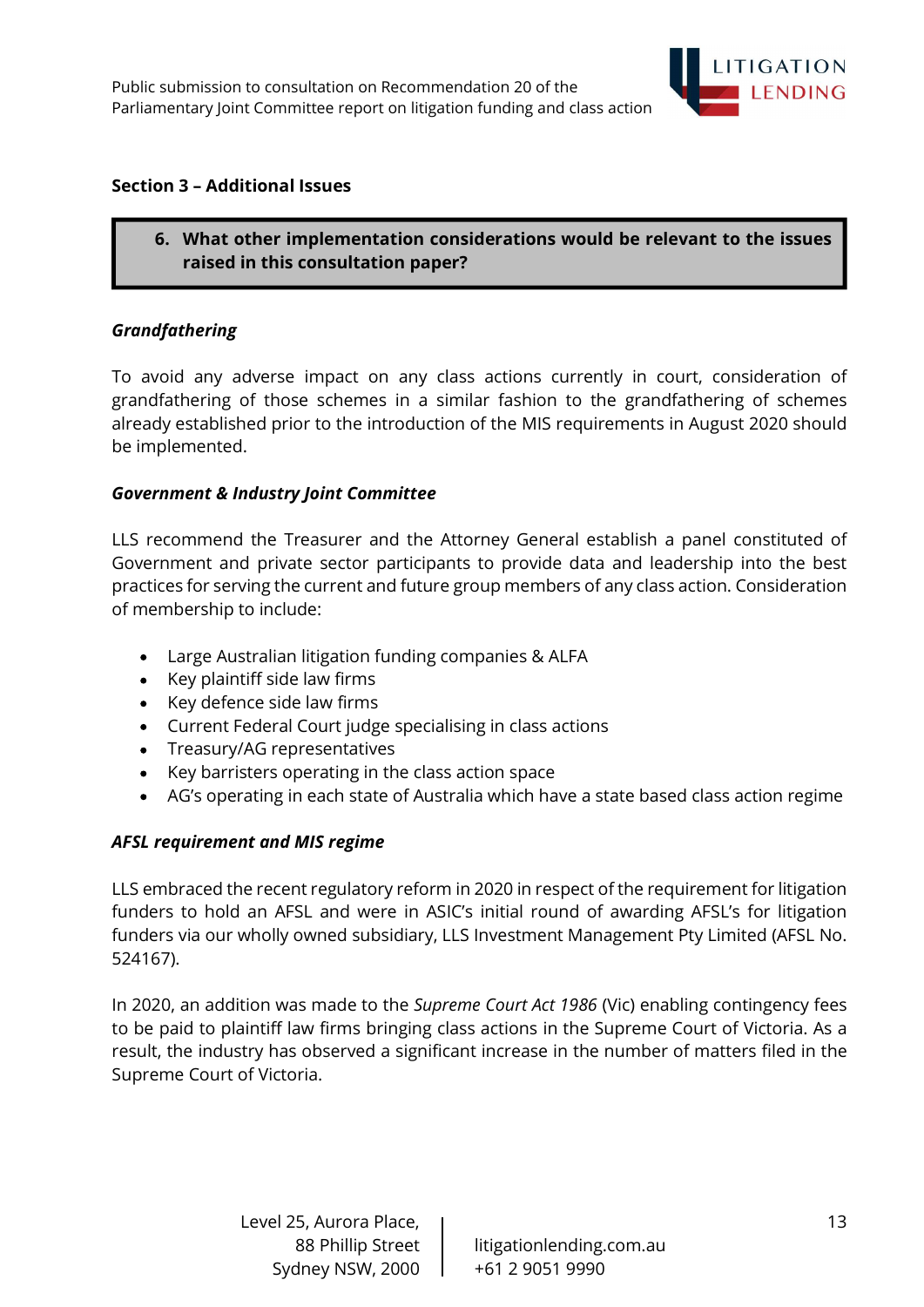## Section 3 – Additional Issues

**6. What other implementation considerations would be relevant to the issues raised in this consultation paper?**

***Grandfathering***

To avoid any adverse impact on any class actions currently in court, consideration of grandfathering of those schemes in a similar fashion to the grandfathering of schemes already established prior to the introduction of the MIS requirements in August 2020 should be implemented.

***Government & Industry Joint Committee***

LLS recommend the Treasurer and the Attorney General establish a panel constituted of Government and private sector participants to provide data and leadership into the best practices for serving the current and future group members of any class action. Consideration of membership to include:

- Large Australian litigation funding companies & ALFA
- Key plaintiff side law firms
- Key defence side law firms
- Current Federal Court judge specialising in class actions
- Treasury/AG representatives
- Key barristers operating in the class action space
- AG's operating in each state of Australia which have a state based class action regime

***AFSL requirement and MIS regime***

LLS embraced the recent regulatory reform in 2020 in respect of the requirement for litigation funders to hold an AFSL and were in ASIC's initial round of awarding AFSL's for litigation funders via our wholly owned subsidiary, LLS Investment Management Pty Limited (AFSL No. 524167).

In 2020, an addition was made to the *Supreme Court Act 1986* (Vic) enabling contingency fees to be paid to plaintiff law firms bringing class actions in the Supreme Court of Victoria. As a result, the industry has observed a significant increase in the number of matters filed in the Supreme Court of Victoria.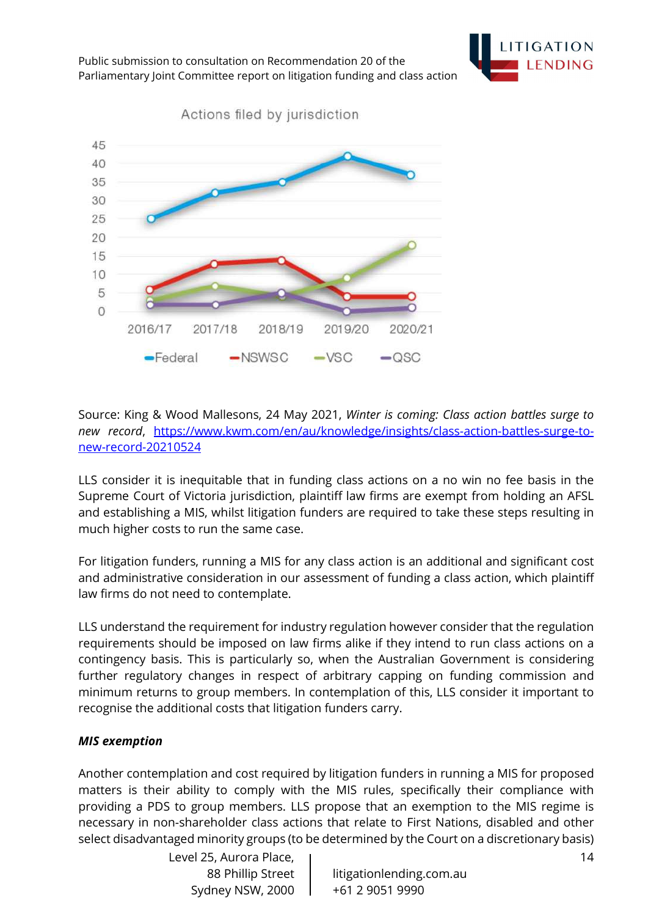Actions filed by jurisdiction

| | 2016/17 | 2017/18 | 2018/19 | 2019/20 | 2020/21 |
|---|---|---|---|---|---|
| Federal | 25 | 32 | 35 | 42 | 37 |
| NSWSC | 6 | 13 | 14 | 4 | 4 |
| VSC | 3 | 7 | 4 | 9 | 18 |
| QSC | 2 | 2 | 5 | 0 | 1 |

Source: King & Wood Mallesons, 24 May 2021, *Winter is coming: Class action battles surge to new record*, https://www.kwm.com/en/au/knowledge/insights/class-action-battles-surge-to-new-record-20210524

LLS consider it is inequitable that in funding class actions on a no win no fee basis in the Supreme Court of Victoria jurisdiction, plaintiff law firms are exempt from holding an AFSL and establishing a MIS, whilst litigation funders are required to take these steps resulting in much higher costs to run the same case.

For litigation funders, running a MIS for any class action is an additional and significant cost and administrative consideration in our assessment of funding a class action, which plaintiff law firms do not need to contemplate.

LLS understand the requirement for industry regulation however consider that the regulation requirements should be imposed on law firms alike if they intend to run class actions on a contingency basis. This is particularly so, when the Australian Government is considering further regulatory changes in respect of arbitrary capping on funding commission and minimum returns to group members. In contemplation of this, LLS consider it important to recognise the additional costs that litigation funders carry.

***MIS exemption***

Another contemplation and cost required by litigation funders in running a MIS for proposed matters is their ability to comply with the MIS rules, specifically their compliance with providing a PDS to group members. LLS propose that an exemption to the MIS regime is necessary in non-shareholder class actions that relate to First Nations, disabled and other select disadvantaged minority groups (to be determined by the Court on a discretionary basis)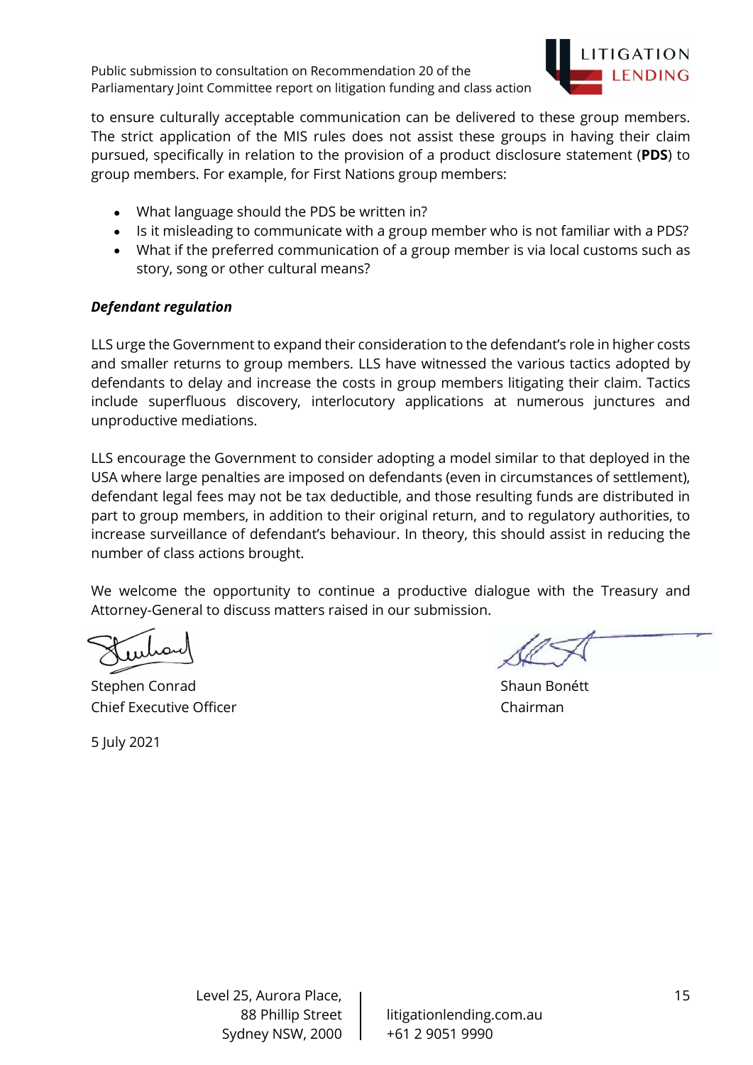to ensure culturally acceptable communication can be delivered to these group members. The strict application of the MIS rules does not assist these groups in having their claim pursued, specifically in relation to the provision of a product disclosure statement (**PDS**) to group members. For example, for First Nations group members:

- What language should the PDS be written in?
- Is it misleading to communicate with a group member who is not familiar with a PDS?
- What if the preferred communication of a group member is via local customs such as story, song or other cultural means?

***Defendant regulation***

LLS urge the Government to expand their consideration to the defendant's role in higher costs and smaller returns to group members. LLS have witnessed the various tactics adopted by defendants to delay and increase the costs in group members litigating their claim. Tactics include superfluous discovery, interlocutory applications at numerous junctures and unproductive mediations.

LLS encourage the Government to consider adopting a model similar to that deployed in the USA where large penalties are imposed on defendants (even in circumstances of settlement), defendant legal fees may not be tax deductible, and those resulting funds are distributed in part to group members, in addition to their original return, and to regulatory authorities, to increase surveillance of defendant's behaviour. In theory, this should assist in reducing the number of class actions brought.

We welcome the opportunity to continue a productive dialogue with the Treasury and Attorney-General to discuss matters raised in our submission.

Stephen Conrad
Chief Executive Officer

Shaun Bonétt
Chairman

5 July 2021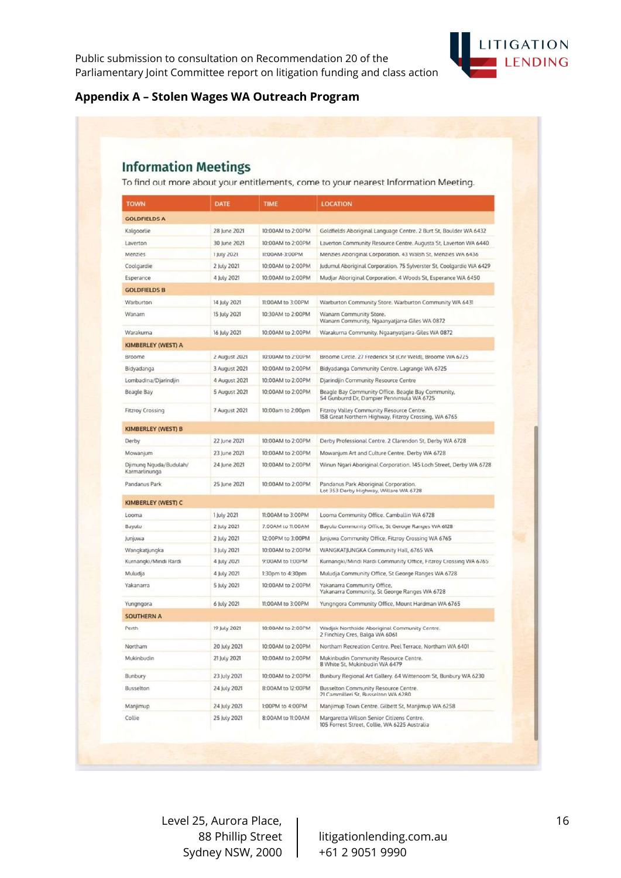## Appendix A – Stolen Wages WA Outreach Program

### Information Meetings

To find out more about your entitlements, come to your nearest Information Meeting.

| TOWN | DATE | TIME | LOCATION |
|---|---|---|---|
| **GOLDFIELDS A** | | | |
| Kalgoorlie | 28 June 2021 | 10:00AM to 2:00PM | Goldfields Aboriginal Language Centre. 2 Burt St, Boulder WA 6432 |
| Laverton | 30 June 2021 | 10:00AM to 2:00PM | Laverton Community Resource Centre. Augusta St, Laverton WA 6440 |
| Menzies | 1 July 2021 | 11:00AM-3:00PM | Menzies Aboriginal Corporation. 43 Walsh St, Menzies WA 6436 |
| Coolgardie | 2 July 2021 | 10:00AM to 2:00PM | Judumul Aboriginal Corporation. 75 Sylverster St, Coolgardie WA 6429 |
| Esperance | 4 July 2021 | 10:00AM to 2:00PM | Mudjar Aboriginal Corporation. 4 Woods St, Esperance WA 6450 |
| **GOLDFIELDS B** | | | |
| Warburton | 14 July 2021 | 11:00AM to 3:00PM | Warburton Community Store. Warburton Community WA 6431 |
| Wanarn | 15 July 2021 | 10:30AM to 2:00PM | Wanarn Community Store. Wanarn Community, Ngaanyatjarra-Giles WA 0872 |
| Warakurna | 16 July 2021 | 10:00AM to 2:00PM | Warakurna Community. Ngaanyatjarra-Giles WA 0872 |
| **KIMBERLEY (WEST) A** | | | |
| Broome | 2 August 2021 | 10:00AM to 2:00PM | Broome Circle. 27 Frederick St (Cnr Weld), Broome WA 6725 |
| Bidyadanga | 3 August 2021 | 10:00AM to 2:00PM | Bidyadanga Community Centre. Lagrange WA 6725 |
| Lombadina/Djarindjin | 4 August 2021 | 10:00AM to 2:00PM | Djarindjin Community Resource Centre |
| Beagle Bay | 5 August 2021 | 10:00AM to 2:00PM | Beagle Bay Community Office. Beagle Bay Community, 54 Gunburrd Dr, Dampier Penninsula WA 6725 |
| Fitzroy Crossing | 7 August 2021 | 10:00am to 2:00pm | Fitzroy Valley Community Resource Centre. 158 Great Northern Highway, Fitzroy Crossing, WA 6765 |
| **KIMBERLEY (WEST) B** | | | |
| Derby | 22 June 2021 | 10:00AM to 2:00PM | Derby Professional Centre. 2 Clarendon St, Derby WA 6728 |
| Mowanjum | 23 June 2021 | 10:00AM to 2:00PM | Mowanjum Art and Culture Centre. Derby WA 6728 |
| Djimung Nguda/Budulah/ Karmarlinunga | 24 June 2021 | 10:00AM to 2:00PM | Winun Ngari Aboriginal Corporation. 145 Loch Street, Derby WA 6728 |
| Pandanus Park | 25 June 2021 | 10:00AM to 2:00PM | Pandanus Park Aboriginal Corporation. Lot 353 Derby Highway, Willare WA 6728 |
| **KIMBERLEY (WEST) C** | | | |
| Looma | 1 July 2021 | 11:00AM to 3:00PM | Looma Community Office. Camballin WA 6728 |
| Bayulu | 2 July 2021 | 7:00AM to 11:00AM | Bayulu Community Office, St George Ranges WA 6128 |
| Junjuwa | 2 July 2021 | 12:00PM to 3:00PM | Junjuwa Community Office, Fitzroy Crossing WA 6765 |
| Wangkatjungka | 3 July 2021 | 10:00AM to 2:00PM | WANGKATJUNGKA Community Hall, 6765 WA |
| Kurnangki/Mindi Rardi | 4 July 2021 | 9:00AM to 1:00PM | Kurnangki/Mindi Rardi Community Office, Fitzroy Crossing WA 6765 |
| Muludja | 4 July 2021 | 1:30pm to 4:30pm | Muludja Community Office, St George Ranges WA 6728 |
| Yakanarra | 5 July 2021 | 10:00AM to 2:00PM | Yakanarra Community Office, Yakanarra Community, St George Ranges WA 6728 |
| Yungngora | 6 July 2021 | 11:00AM to 3:00PM | Yungngora Community Office, Mount Hardman WA 6765 |
| **SOUTHERN A** | | | |
| Perth | 19 July 2021 | 10:00AM to 2:00PM | Wadjak Northside Aboriginal Community Centre. 2 Finchley Cres, Balga WA 6061 |
| Northam | 20 July 2021 | 10:00AM to 2:00PM | Northam Recreation Centre. Peel Terrace, Northam WA 6401 |
| Mukinbudin | 21 July 2021 | 10:00AM to 2:00PM | Mukinbudin Community Resource Centre. 8 White St, Mukinbudin WA 6479 |
| Bunbury | 23 July 2021 | 10:00AM to 2:00PM | Bunbury Regional Art Gallery. 64 Wittenoom St, Bunbury WA 6230 |
| Busselton | 24 July 2021 | 8:00AM to 12:00PM | Busselton Community Resource Centre. 21 Cammilleri St, Busselton WA 6280 |
| Manjimup | 24 July 2021 | 1:00PM to 4:00PM | Manjimup Town Centre. Gilbett St, Manjimup WA 6258 |
| Collie | 25 July 2021 | 8:00AM to 11:00AM | Margaretta Wilson Senior Citizens Centre. 105 Forrest Street, Collie, WA 6225 Australia |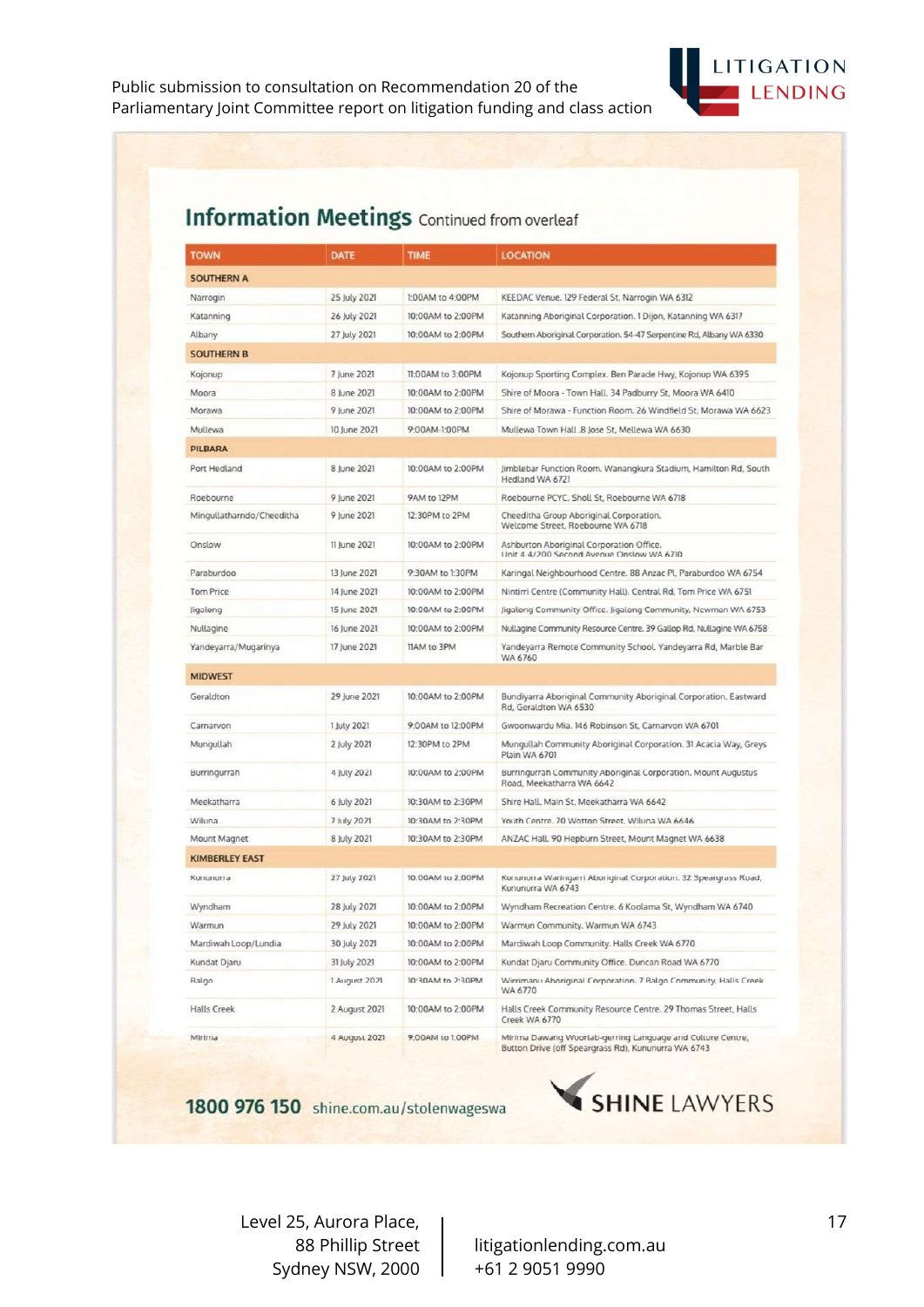## Information Meetings Continued from overleaf

| TOWN | DATE | TIME | LOCATION |
|---|---|---|---|
| **SOUTHERN A** | | | |
| Narrogin | 25 July 2021 | 1:00AM to 4:00PM | KEEDAC Venue. 129 Federal St, Narrogin WA 6312 |
| Katanning | 26 July 2021 | 10:00AM to 2:00PM | Katanning Aboriginal Corporation. 1 Dijon, Katanning WA 6317 |
| Albany | 27 July 2021 | 10:00AM to 2:00PM | Southern Aboriginal Corporation. 54-47 Serpentine Rd, Albany WA 6330 |
| **SOUTHERN B** | | | |
| Kojonup | 7 June 2021 | 11:00AM to 3:00PM | Kojonup Sporting Complex. Ben Parade Hwy, Kojonup WA 6395 |
| Moora | 8 June 2021 | 10:00AM to 2:00PM | Shire of Moora - Town Hall. 34 Padbury St, Moora WA 6410 |
| Morawa | 9 June 2021 | 10:00AM to 2:00PM | Shire of Morawa - Function Room. 26 Windfield St, Morawa WA 6623 |
| Mullewa | 10 June 2021 | 9:00AM-1:00PM | Mullewa Town Hall .8 Jose St, Mellewa WA 6630 |
| **PILBARA** | | | |
| Port Hedland | 8 June 2021 | 10:00AM to 2:00PM | Jimblebar Function Room. Wanangkura Stadium, Hamilton Rd, South Hedland WA 6721 |
| Roebourne | 9 June 2021 | 9AM to 12PM | Roebourne PCYC. Sholl St, Roebourne WA 6718 |
| Mingullatharndo/Cheeditha | 9 June 2021 | 12:30PM to 2PM | Cheeditha Group Aboriginal Corporation. Welcome Street, Roebourne WA 6718 |
| Onslow | 11 June 2021 | 10:00AM to 2:00PM | Ashburton Aboriginal Corporation Office. Unit 4 4/200 Second Avenue Onslow WA 6710 |
| Paraburdoo | 13 June 2021 | 9:30AM to 1:30PM | Karingal Neighbourhood Centre. 88 Anzac Pl, Paraburdoo WA 6754 |
| Tom Price | 14 June 2021 | 10:00AM to 2:00PM | Nintirri Centre (Community Hall). Central Rd, Tom Price WA 6751 |
| Jigalong | 15 June 2021 | 10:00AM to 2:00PM | Jigalong Community Office. Jigalong Community, Newman WA 6753 |
| Nullagine | 16 June 2021 | 10:00AM to 2:00PM | Nullagine Community Resource Centre. 39 Gallop Rd, Nullagine WA 6758 |
| Yandeyarra/Mugarinya | 17 June 2021 | 11AM to 3PM | Yandeyarra Remote Community School. Yandeyarra Rd, Marble Bar WA 6760 |
| **MIDWEST** | | | |
| Geraldton | 29 June 2021 | 10:00AM to 2:00PM | Bundiyarra Aboriginal Community Aboriginal Corporation. Eastward Rd, Geraldton WA 6530 |
| Carnarvon | 1 July 2021 | 9:00AM to 12:00PM | Gwoonwardu Mia. 146 Robinson St, Carnarvon WA 6701 |
| Mungullah | 2 July 2021 | 12:30PM to 2PM | Mungullah Community Aboriginal Corporation. 31 Acacia Way, Greys Plain WA 6701 |
| Burringurrah | 4 July 2021 | 10:00AM to 2:00PM | Burringurrah Community Aboriginal Corporation. Mount Augustus Road, Meekatharra WA 6642 |
| Meekatharra | 6 July 2021 | 10:30AM to 2:30PM | Shire Hall. Main St, Meekatharra WA 6642 |
| Wiluna | 7 July 2021 | 10:30AM to 2:30PM | Youth Centre. 20 Wotton Street, Wiluna WA 6646 |
| Mount Magnet | 8 July 2021 | 10:30AM to 2:30PM | ANZAC Hall. 90 Hepburn Street, Mount Magnet WA 6638 |
| **KIMBERLEY EAST** | | | |
| Kununurra | 27 July 2021 | 10:00AM to 2:00PM | Kununurra Waringarri Aboriginal Corporation. 32 Speargrass Road, Kununurra WA 6743 |
| Wyndham | 28 July 2021 | 10:00AM to 2:00PM | Wyndham Recreation Centre. 6 Koolama St, Wyndham WA 6740 |
| Warmun | 29 July 2021 | 10:00AM to 2:00PM | Warmun Community. Warmun WA 6743 |
| Mardiwah Loop/Lundia | 30 July 2021 | 10:00AM to 2:00PM | Mardiwah Loop Community. Halls Creek WA 6770 |
| Kundat Djaru | 31 July 2021 | 10:00AM to 2:00PM | Kundat Djaru Community Office. Duncan Road WA 6770 |
| Balgo | 1 August 2021 | 10:30AM to 2:30PM | Wirrimanu Aboriginal Corporation. 7 Balgo Community, Halls Creek WA 6770 |
| Halls Creek | 2 August 2021 | 10:00AM to 2:00PM | Halls Creek Community Resource Centre. 29 Thomas Street, Halls Creek WA 6770 |
| Mirima | 4 August 2021 | 9:00AM to 1:00PM | Mirima Dawang Woorlab-gerring Language and Culture Centre, Button Drive (off Speargrass Rd), Kununurra WA 6743 |

**1800 976 150** shine.com.au/stolenwageswa

SHINE LAWYERS